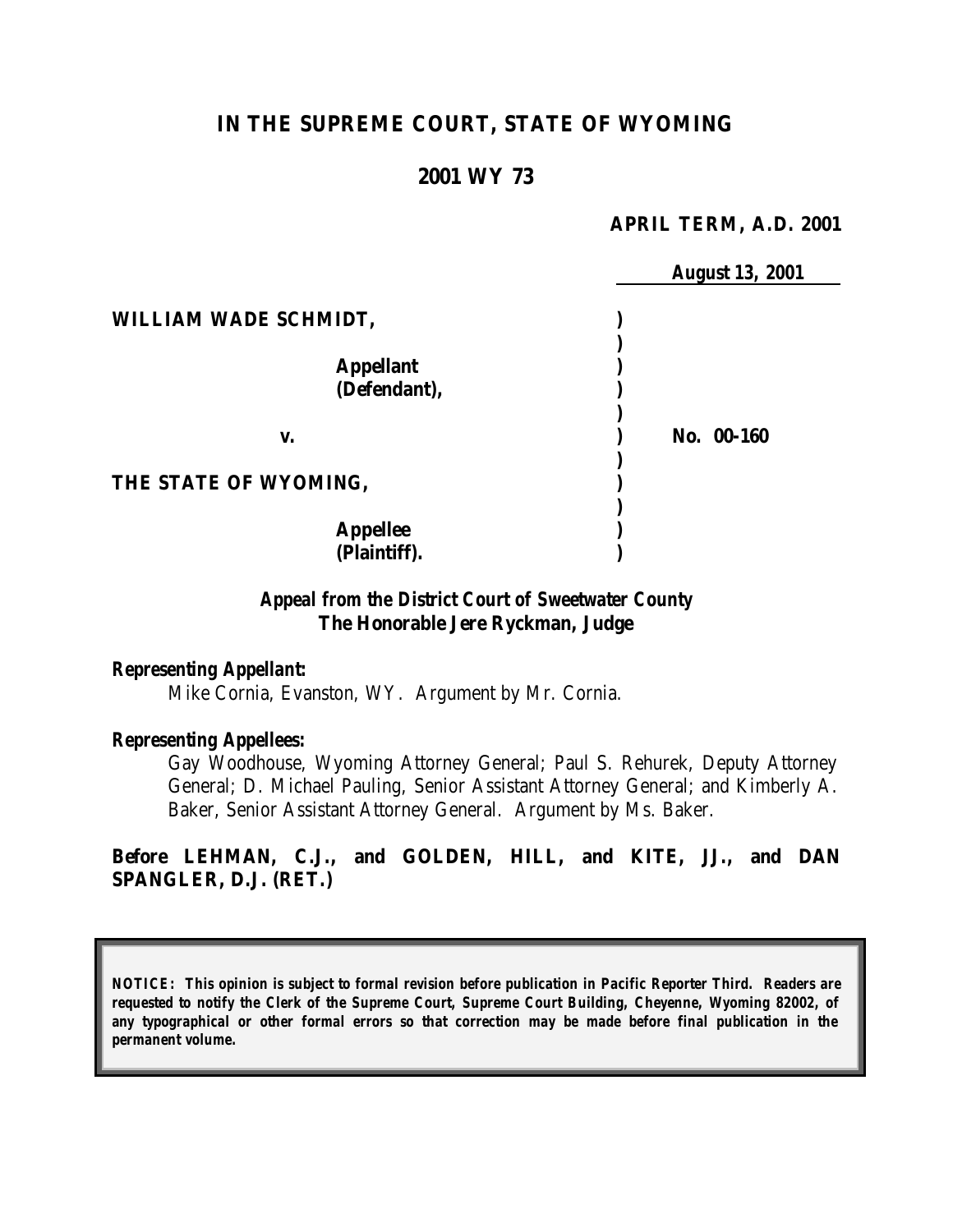# IN THE SUPREME COURT, STATE OF WYOMING

## 2001 WY 73

**APRIL TERM, A.D. 2001**

**August 13, 2001**

**WILLIAM WADE SCHMIDT,**

**Appellant (Defendant),**

**v.** **No. 00-160**

**THE STATE OF WYOMING,**

**Appellee (Plaintiff).**

***Appeal from the District Court of Sweetwater County***
***The Honorable Jere Ryckman, Judge***

***Representing Appellant:***

Mike Cornia, Evanston, WY. Argument by Mr. Cornia.

***Representing Appellees:***

Gay Woodhouse, Wyoming Attorney General; Paul S. Rehurek, Deputy Attorney General; D. Michael Pauling, Senior Assistant Attorney General; and Kimberly A. Baker, Senior Assistant Attorney General. Argument by Ms. Baker.

**Before LEHMAN, C.J., and GOLDEN, HILL, and KITE, JJ., and DAN SPANGLER, D.J. (RET.)**

***NOTICE: This opinion is subject to formal revision before publication in Pacific Reporter Third. Readers are requested to notify the Clerk of the Supreme Court, Supreme Court Building, Cheyenne, Wyoming 82002, of any typographical or other formal errors so that correction may be made before final publication in the permanent volume.***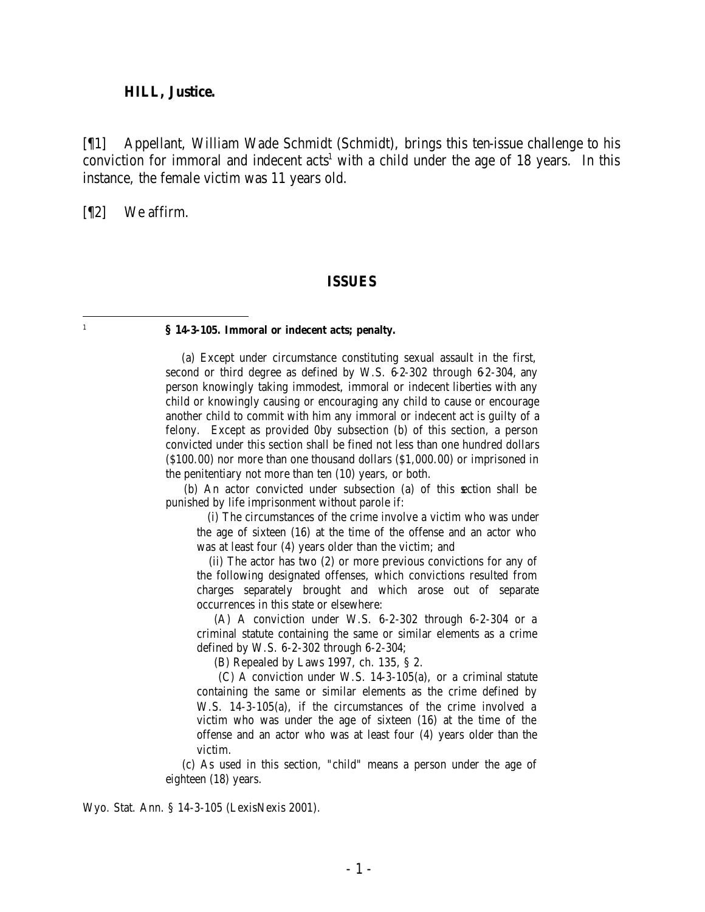**HILL, Justice.**

[¶1] Appellant, William Wade Schmidt (Schmidt), brings this ten-issue challenge to his conviction for immoral and indecent acts[1] with a child under the age of 18 years. In this instance, the female victim was 11 years old.

[¶2] We affirm.

## ISSUES

---

[1] **§ 14-3-105. Immoral or indecent acts; penalty.**

> (a) Except under circumstance constituting sexual assault in the first, second or third degree as defined by W.S. 6-2-302 through 6-2-304, any person knowingly taking immodest, immoral or indecent liberties with any child or knowingly causing or encouraging any child to cause or encourage another child to commit with him any immoral or indecent act is guilty of a felony. Except as provided 0by subsection (b) of this section, a person convicted under this section shall be fined not less than one hundred dollars ($100.00) nor more than one thousand dollars ($1,000.00) or imprisoned in the penitentiary not more than ten (10) years, or both.
>
> (b) An actor convicted under subsection (a) of this section shall be punished by life imprisonment without parole if:
>
> (i) The circumstances of the crime involve a victim who was under the age of sixteen (16) at the time of the offense and an actor who was at least four (4) years older than the victim; and
>
> (ii) The actor has two (2) or more previous convictions for any of the following designated offenses, which convictions resulted from charges separately brought and which arose out of separate occurrences in this state or elsewhere:
>
> (A) A conviction under W.S. 6-2-302 through 6-2-304 or a criminal statute containing the same or similar elements as a crime defined by W.S. 6-2-302 through 6-2-304;
>
> (B) Repealed by Laws 1997, ch. 135, § 2.
>
> (C) A conviction under W.S. 14-3-105(a), or a criminal statute containing the same or similar elements as the crime defined by W.S. 14-3-105(a), if the circumstances of the crime involved a victim who was under the age of sixteen (16) at the time of the offense and an actor who was at least four (4) years older than the victim.
>
> (c) As used in this section, "child" means a person under the age of eighteen (18) years.

Wyo. Stat. Ann. § 14-3-105 (LexisNexis 2001).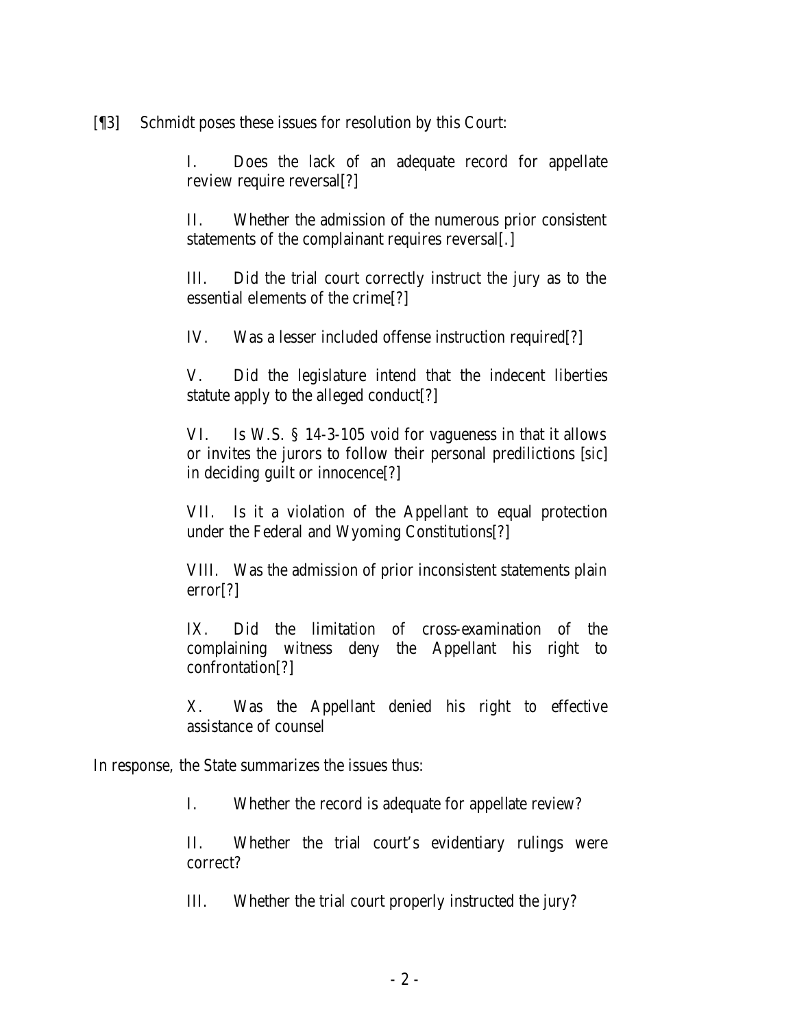[¶3] Schmidt poses these issues for resolution by this Court:

> I. Does the lack of an adequate record for appellate review require reversal[?]
>
> II. Whether the admission of the numerous prior consistent statements of the complainant requires reversal[.]
>
> III. Did the trial court correctly instruct the jury as to the essential elements of the crime[?]
>
> IV. Was a lesser included offense instruction required[?]
>
> V. Did the legislature intend that the indecent liberties statute apply to the alleged conduct[?]
>
> VI. Is W.S. § 14-3-105 void for vagueness in that it allows or invites the jurors to follow their personal predilictions [sic] in deciding guilt or innocence[?]
>
> VII. Is it a violation of the Appellant to equal protection under the Federal and Wyoming Constitutions[?]
>
> VIII. Was the admission of prior inconsistent statements plain error[?]
>
> IX. Did the limitation of cross-examination of the complaining witness deny the Appellant his right to confrontation[?]
>
> X. Was the Appellant denied his right to effective assistance of counsel

In response, the State summarizes the issues thus:

> I. Whether the record is adequate for appellate review?
>
> II. Whether the trial court's evidentiary rulings were correct?
>
> III. Whether the trial court properly instructed the jury?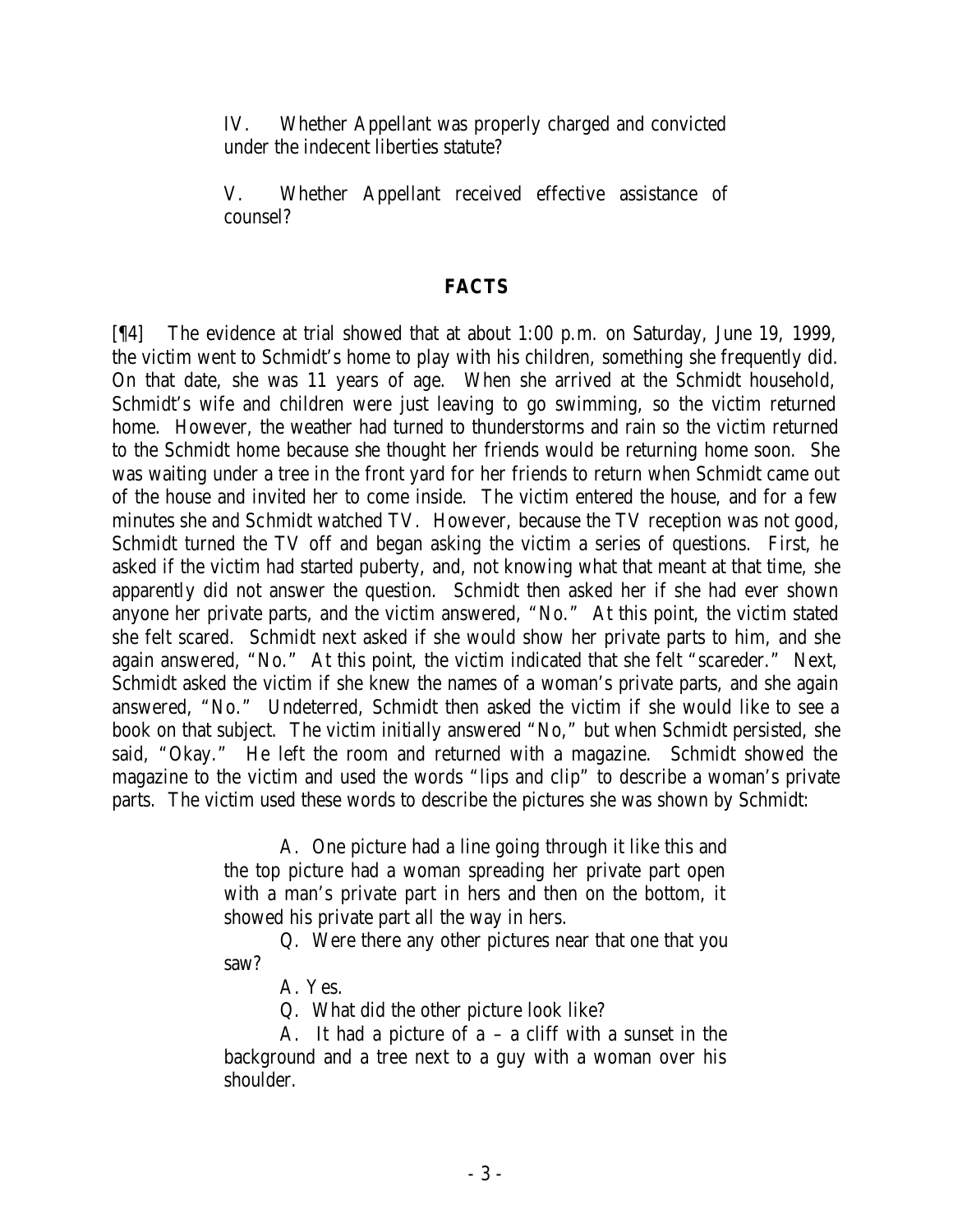IV. Whether Appellant was properly charged and convicted under the indecent liberties statute?

V. Whether Appellant received effective assistance of counsel?

## FACTS

[¶4] The evidence at trial showed that at about 1:00 p.m. on Saturday, June 19, 1999, the victim went to Schmidt's home to play with his children, something she frequently did. On that date, she was 11 years of age. When she arrived at the Schmidt household, Schmidt's wife and children were just leaving to go swimming, so the victim returned home. However, the weather had turned to thunderstorms and rain so the victim returned to the Schmidt home because she thought her friends would be returning home soon. She was waiting under a tree in the front yard for her friends to return when Schmidt came out of the house and invited her to come inside. The victim entered the house, and for a few minutes she and Schmidt watched TV. However, because the TV reception was not good, Schmidt turned the TV off and began asking the victim a series of questions. First, he asked if the victim had started puberty, and, not knowing what that meant at that time, she apparently did not answer the question. Schmidt then asked her if she had ever shown anyone her private parts, and the victim answered, "No." At this point, the victim stated she felt scared. Schmidt next asked if she would show her private parts to him, and she again answered, "No." At this point, the victim indicated that she felt "scareder." Next, Schmidt asked the victim if she knew the names of a woman's private parts, and she again answered, "No." Undeterred, Schmidt then asked the victim if she would like to see a book on that subject. The victim initially answered "No," but when Schmidt persisted, she said, "Okay." He left the room and returned with a magazine. Schmidt showed the magazine to the victim and used the words "lips and clip" to describe a woman's private parts. The victim used these words to describe the pictures she was shown by Schmidt:

> A. One picture had a line going through it like this and the top picture had a woman spreading her private part open with a man's private part in hers and then on the bottom, it showed his private part all the way in hers.
>
> Q. Were there any other pictures near that one that you saw?
>
> A. Yes.
>
> Q. What did the other picture look like?
>
> A. It had a picture of a – a cliff with a sunset in the background and a tree next to a guy with a woman over his shoulder.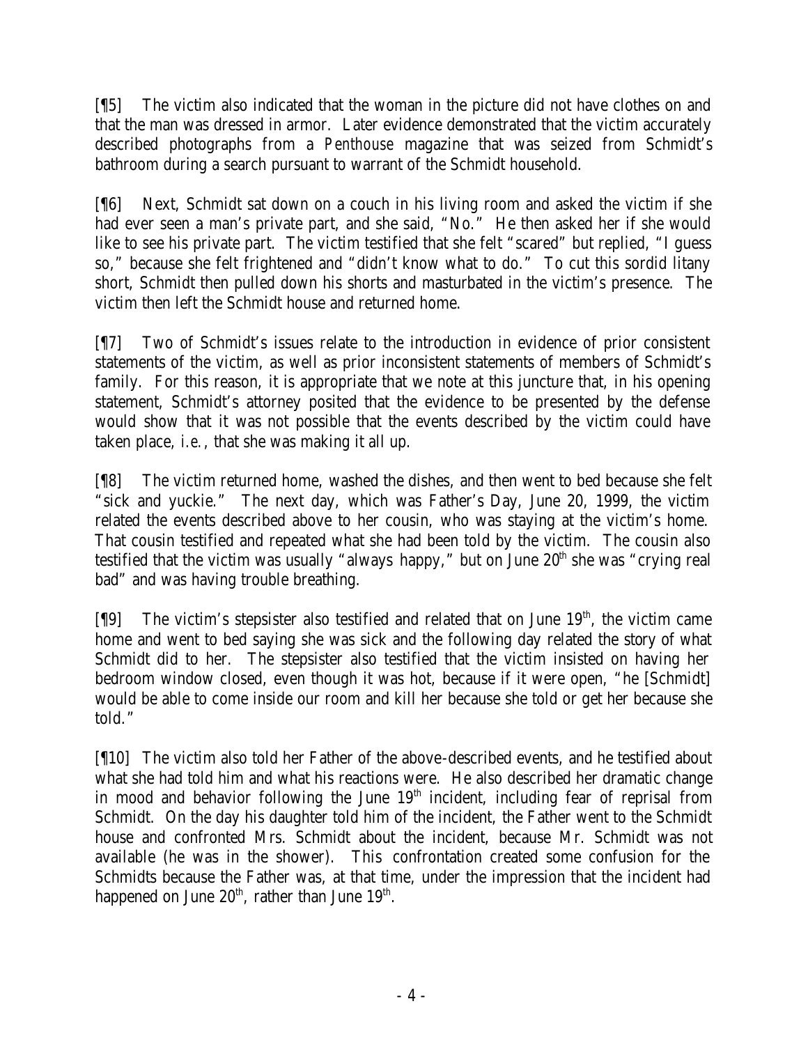[¶5] The victim also indicated that the woman in the picture did not have clothes on and that the man was dressed in armor. Later evidence demonstrated that the victim accurately described photographs from a *Penthouse* magazine that was seized from Schmidt's bathroom during a search pursuant to warrant of the Schmidt household.

[¶6] Next, Schmidt sat down on a couch in his living room and asked the victim if she had ever seen a man's private part, and she said, "No." He then asked her if she would like to see his private part. The victim testified that she felt "scared" but replied, "I guess so," because she felt frightened and "didn't know what to do." To cut this sordid litany short, Schmidt then pulled down his shorts and masturbated in the victim's presence. The victim then left the Schmidt house and returned home.

[¶7] Two of Schmidt's issues relate to the introduction in evidence of prior consistent statements of the victim, as well as prior inconsistent statements of members of Schmidt's family. For this reason, it is appropriate that we note at this juncture that, in his opening statement, Schmidt's attorney posited that the evidence to be presented by the defense would show that it was not possible that the events described by the victim could have taken place, *i.e.*, that she was making it all up.

[¶8] The victim returned home, washed the dishes, and then went to bed because she felt "sick and yuckie." The next day, which was Father's Day, June 20, 1999, the victim related the events described above to her cousin, who was staying at the victim's home. That cousin testified and repeated what she had been told by the victim. The cousin also testified that the victim was usually "always happy," but on June 20th she was "crying real bad" and was having trouble breathing.

[¶9] The victim's stepsister also testified and related that on June 19th, the victim came home and went to bed saying she was sick and the following day related the story of what Schmidt did to her. The stepsister also testified that the victim insisted on having her bedroom window closed, even though it was hot, because if it were open, "he [Schmidt] would be able to come inside our room and kill her because she told or get her because she told."

[¶10] The victim also told her Father of the above-described events, and he testified about what she had told him and what his reactions were. He also described her dramatic change in mood and behavior following the June 19th incident, including fear of reprisal from Schmidt. On the day his daughter told him of the incident, the Father went to the Schmidt house and confronted Mrs. Schmidt about the incident, because Mr. Schmidt was not available (he was in the shower). This confrontation created some confusion for the Schmidts because the Father was, at that time, under the impression that the incident had happened on June 20th, rather than June 19th.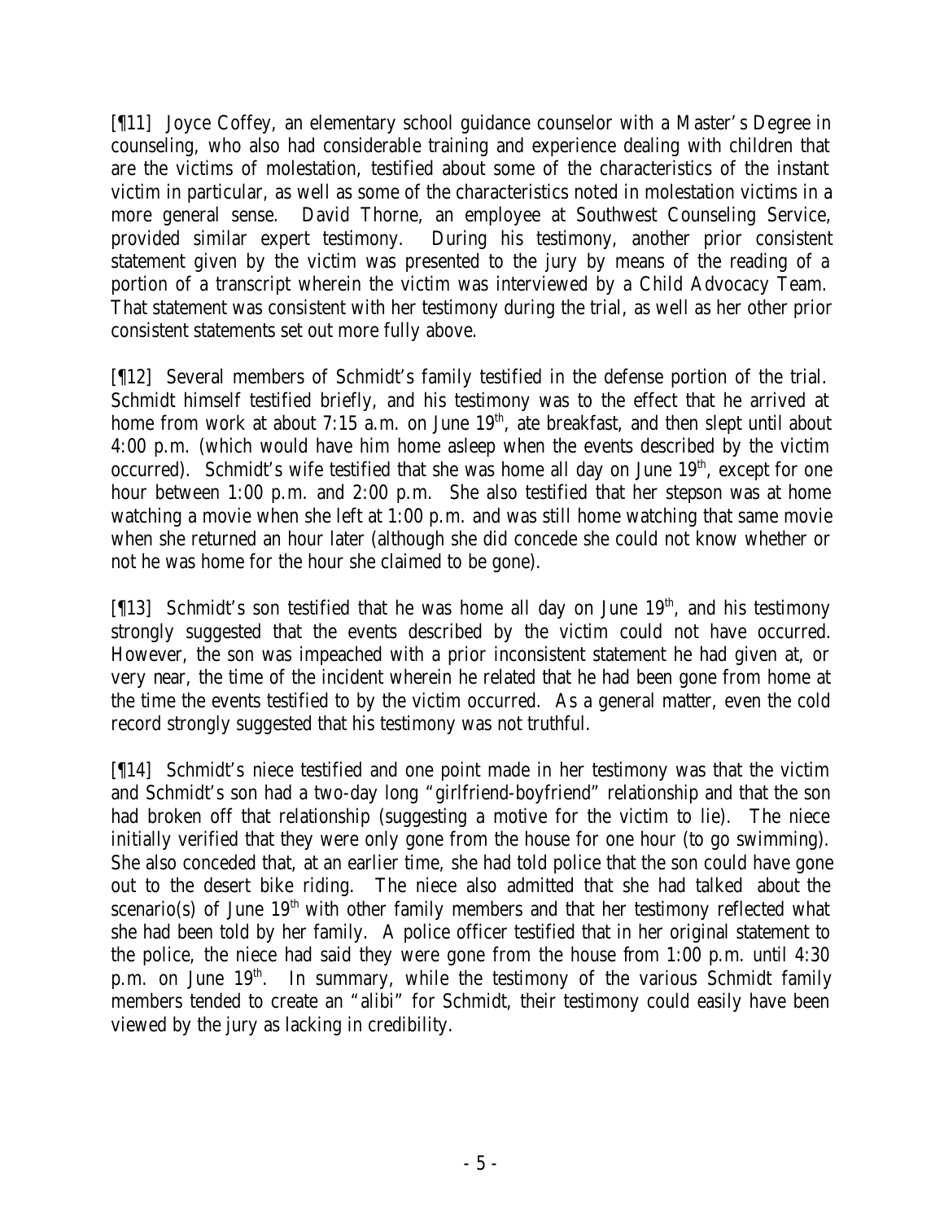[¶11] Joyce Coffey, an elementary school guidance counselor with a Master's Degree in counseling, who also had considerable training and experience dealing with children that are the victims of molestation, testified about some of the characteristics of the instant victim in particular, as well as some of the characteristics noted in molestation victims in a more general sense. David Thorne, an employee at Southwest Counseling Service, provided similar expert testimony. During his testimony, another prior consistent statement given by the victim was presented to the jury by means of the reading of a portion of a transcript wherein the victim was interviewed by a Child Advocacy Team. That statement was consistent with her testimony during the trial, as well as her other prior consistent statements set out more fully above.

[¶12] Several members of Schmidt's family testified in the defense portion of the trial. Schmidt himself testified briefly, and his testimony was to the effect that he arrived at home from work at about 7:15 a.m. on June 19th, ate breakfast, and then slept until about 4:00 p.m. (which would have him home asleep when the events described by the victim occurred). Schmidt's wife testified that she was home all day on June 19th, except for one hour between 1:00 p.m. and 2:00 p.m. She also testified that her stepson was at home watching a movie when she left at 1:00 p.m. and was still home watching that same movie when she returned an hour later (although she did concede she could not know whether or not he was home for the hour she claimed to be gone).

[¶13] Schmidt's son testified that he was home all day on June 19th, and his testimony strongly suggested that the events described by the victim could not have occurred. However, the son was impeached with a prior inconsistent statement he had given at, or very near, the time of the incident wherein he related that he had been gone from home at the time the events testified to by the victim occurred. As a general matter, even the cold record strongly suggested that his testimony was not truthful.

[¶14] Schmidt's niece testified and one point made in her testimony was that the victim and Schmidt's son had a two-day long "girlfriend-boyfriend" relationship and that the son had broken off that relationship (suggesting a motive for the victim to lie). The niece initially verified that they were only gone from the house for one hour (to go swimming). She also conceded that, at an earlier time, she had told police that the son could have gone out to the desert bike riding. The niece also admitted that she had talked about the scenario(s) of June 19th with other family members and that her testimony reflected what she had been told by her family. A police officer testified that in her original statement to the police, the niece had said they were gone from the house from 1:00 p.m. until 4:30 p.m. on June 19th. In summary, while the testimony of the various Schmidt family members tended to create an "alibi" for Schmidt, their testimony could easily have been viewed by the jury as lacking in credibility.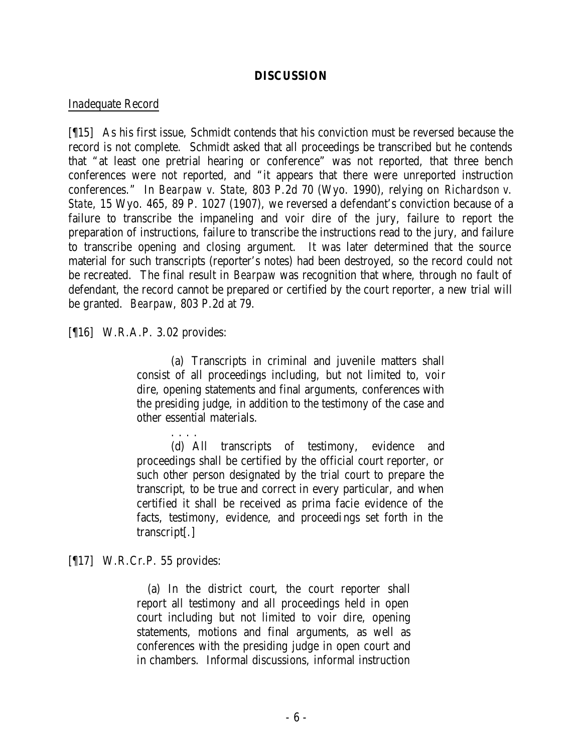## DISCUSSION

Inadequate Record

[¶15] As his first issue, Schmidt contends that his conviction must be reversed because the record is not complete. Schmidt asked that all proceedings be transcribed but he contends that "at least one pretrial hearing or conference" was not reported, that three bench conferences were not reported, and "it appears that there were unreported instruction conferences." In *Bearpaw v. State*, 803 P.2d 70 (Wyo. 1990), relying on *Richardson v. State*, 15 Wyo. 465, 89 P. 1027 (1907), we reversed a defendant's conviction because of a failure to transcribe the impaneling and voir dire of the jury, failure to report the preparation of instructions, failure to transcribe the instructions read to the jury, and failure to transcribe opening and closing argument. It was later determined that the source material for such transcripts (reporter's notes) had been destroyed, so the record could not be recreated. The final result in *Bearpaw* was recognition that where, through no fault of defendant, the record cannot be prepared or certified by the court reporter, a new trial will be granted. *Bearpaw*, 803 P.2d at 79.

[¶16] W.R.A.P. 3.02 provides:

> (a) Transcripts in criminal and juvenile matters shall consist of all proceedings including, but not limited to, voir dire, opening statements and final arguments, conferences with the presiding judge, in addition to the testimony of the case and other essential materials.
>
> . . . .
>
> (d) All transcripts of testimony, evidence and proceedings shall be certified by the official court reporter, or such other person designated by the trial court to prepare the transcript, to be true and correct in every particular, and when certified it shall be received as prima facie evidence of the facts, testimony, evidence, and proceedings set forth in the transcript[.]

[¶17] W.R.Cr.P. 55 provides:

> (a) In the district court, the court reporter shall report all testimony and all proceedings held in open court including but not limited to voir dire, opening statements, motions and final arguments, as well as conferences with the presiding judge in open court and in chambers. Informal discussions, informal instruction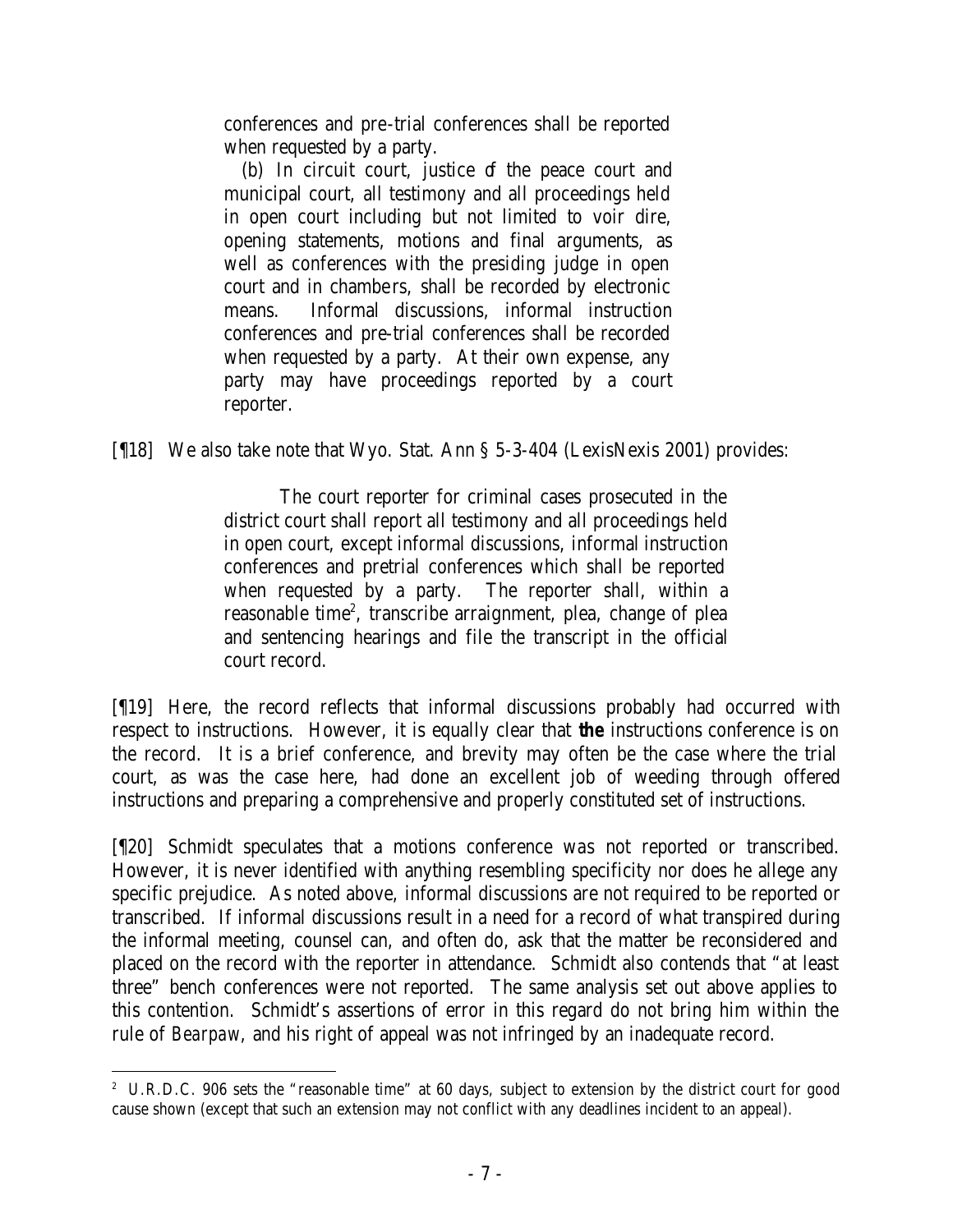> conferences and pre-trial conferences shall be reported when requested by a party.
>
> (b) In circuit court, justice of the peace court and municipal court, all testimony and all proceedings held in open court including but not limited to voir dire, opening statements, motions and final arguments, as well as conferences with the presiding judge in open court and in chambers, shall be recorded by electronic means. Informal discussions, informal instruction conferences and pre-trial conferences shall be recorded when requested by a party. At their own expense, any party may have proceedings reported by a court reporter.

[¶18] We also take note that Wyo. Stat. Ann § 5-3-404 (LexisNexis 2001) provides:

> The court reporter for criminal cases prosecuted in the district court shall report all testimony and all proceedings held in open court, except informal discussions, informal instruction conferences and pretrial conferences which shall be reported when requested by a party. The reporter shall, within a reasonable time[2], transcribe arraignment, plea, change of plea and sentencing hearings and file the transcript in the official court record.

[¶19] Here, the record reflects that informal discussions probably had occurred with respect to instructions. However, it is equally clear that **the** instructions conference is on the record. It is a brief conference, and brevity may often be the case where the trial court, as was the case here, had done an excellent job of weeding through offered instructions and preparing a comprehensive and properly constituted set of instructions.

[¶20] Schmidt speculates that a motions conference was not reported or transcribed. However, it is never identified with anything resembling specificity nor does he allege any specific prejudice. As noted above, informal discussions are not required to be reported or transcribed. If informal discussions result in a need for a record of what transpired during the informal meeting, counsel can, and often do, ask that the matter be reconsidered and placed on the record with the reporter in attendance. Schmidt also contends that "at least three" bench conferences were not reported. The same analysis set out above applies to this contention. Schmidt's assertions of error in this regard do not bring him within the rule of *Bearpaw*, and his right of appeal was not infringed by an inadequate record.

---

[2] U.R.D.C. 906 sets the "reasonable time" at 60 days, subject to extension by the district court for good cause shown (except that such an extension may not conflict with any deadlines incident to an appeal).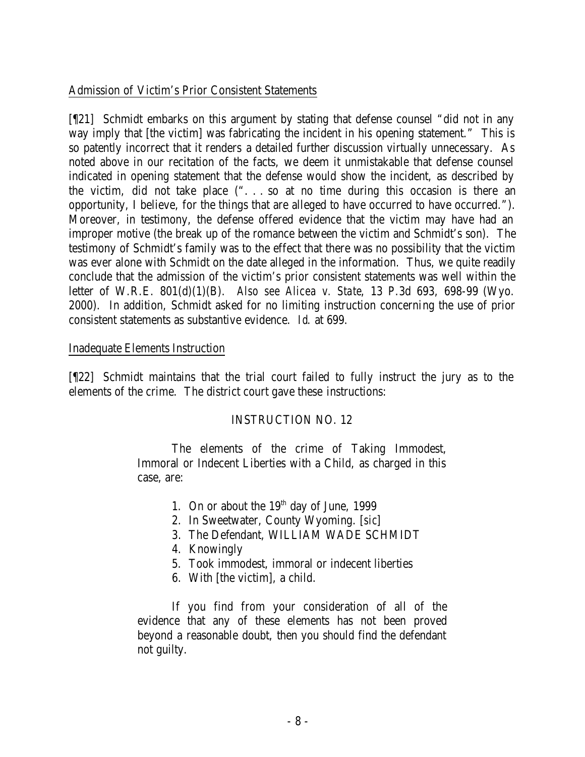Admission of Victim's Prior Consistent Statements

[¶21] Schmidt embarks on this argument by stating that defense counsel "did not in any way imply that [the victim] was fabricating the incident in his opening statement." This is so patently incorrect that it renders a detailed further discussion virtually unnecessary. As noted above in our recitation of the facts, we deem it unmistakable that defense counsel indicated in opening statement that the defense would show the incident, as described by the victim, did not take place (". . . so at no time during this occasion is there an opportunity, I believe, for the things that are alleged to have occurred to have occurred."). Moreover, in testimony, the defense offered evidence that the victim may have had an improper motive (the break up of the romance between the victim and Schmidt's son). The testimony of Schmidt's family was to the effect that there was no possibility that the victim was ever alone with Schmidt on the date alleged in the information. Thus, we quite readily conclude that the admission of the victim's prior consistent statements was well within the letter of W.R.E. 801(d)(1)(B). *Also see Alicea v. State*, 13 P.3d 693, 698-99 (Wyo. 2000). In addition, Schmidt asked for no limiting instruction concerning the use of prior consistent statements as substantive evidence. *Id.* at 699.

Inadequate Elements Instruction

[¶22] Schmidt maintains that the trial court failed to fully instruct the jury as to the elements of the crime. The district court gave these instructions:

> INSTRUCTION NO. 12
>
> The elements of the crime of Taking Immodest, Immoral or Indecent Liberties with a Child, as charged in this case, are:
>
> 1. On or about the 19th day of June, 1999
> 2. In Sweetwater, County Wyoming. [*sic*]
> 3. The Defendant, WILLIAM WADE SCHMIDT
> 4. Knowingly
> 5. Took immodest, immoral or indecent liberties
> 6. With [the victim], a child.
>
> If you find from your consideration of all of the evidence that any of these elements has not been proved beyond a reasonable doubt, then you should find the defendant not guilty.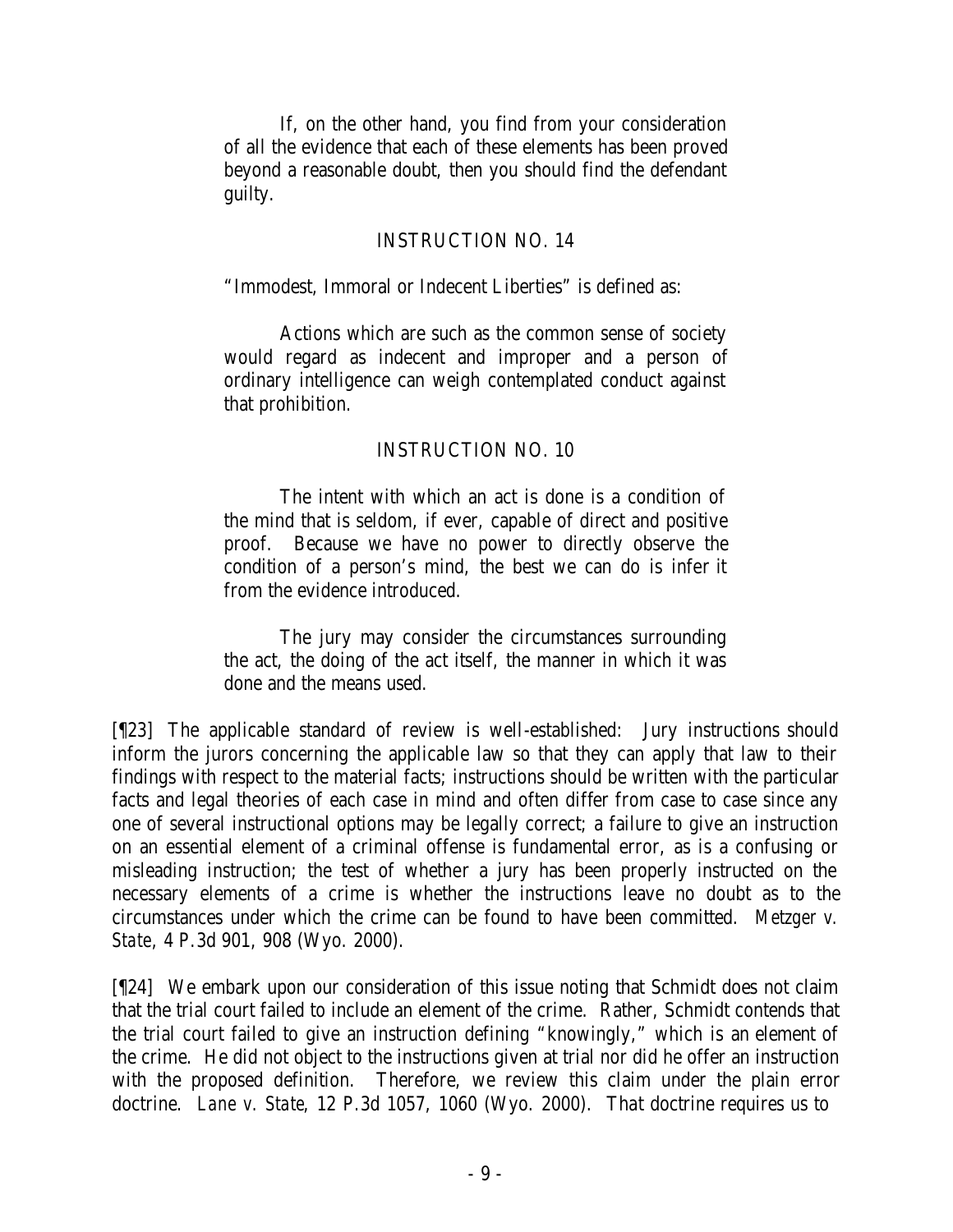If, on the other hand, you find from your consideration of all the evidence that each of these elements has been proved beyond a reasonable doubt, then you should find the defendant guilty.

INSTRUCTION NO. 14

"Immodest, Immoral or Indecent Liberties" is defined as:

Actions which are such as the common sense of society would regard as indecent and improper and a person of ordinary intelligence can weigh contemplated conduct against that prohibition.

INSTRUCTION NO. 10

The intent with which an act is done is a condition of the mind that is seldom, if ever, capable of direct and positive proof. Because we have no power to directly observe the condition of a person's mind, the best we can do is infer it from the evidence introduced.

The jury may consider the circumstances surrounding the act, the doing of the act itself, the manner in which it was done and the means used.

[¶23] The applicable standard of review is well-established: Jury instructions should inform the jurors concerning the applicable law so that they can apply that law to their findings with respect to the material facts; instructions should be written with the particular facts and legal theories of each case in mind and often differ from case to case since any one of several instructional options may be legally correct; a failure to give an instruction on an essential element of a criminal offense is fundamental error, as is a confusing or misleading instruction; the test of whether a jury has been properly instructed on the necessary elements of a crime is whether the instructions leave no doubt as to the circumstances under which the crime can be found to have been committed. *Metzger v. State*, 4 P.3d 901, 908 (Wyo. 2000).

[¶24] We embark upon our consideration of this issue noting that Schmidt does not claim that the trial court failed to include an element of the crime. Rather, Schmidt contends that the trial court failed to give an instruction defining "knowingly," which is an element of the crime. He did not object to the instructions given at trial nor did he offer an instruction with the proposed definition. Therefore, we review this claim under the plain error doctrine. *Lane v. State*, 12 P.3d 1057, 1060 (Wyo. 2000). That doctrine requires us to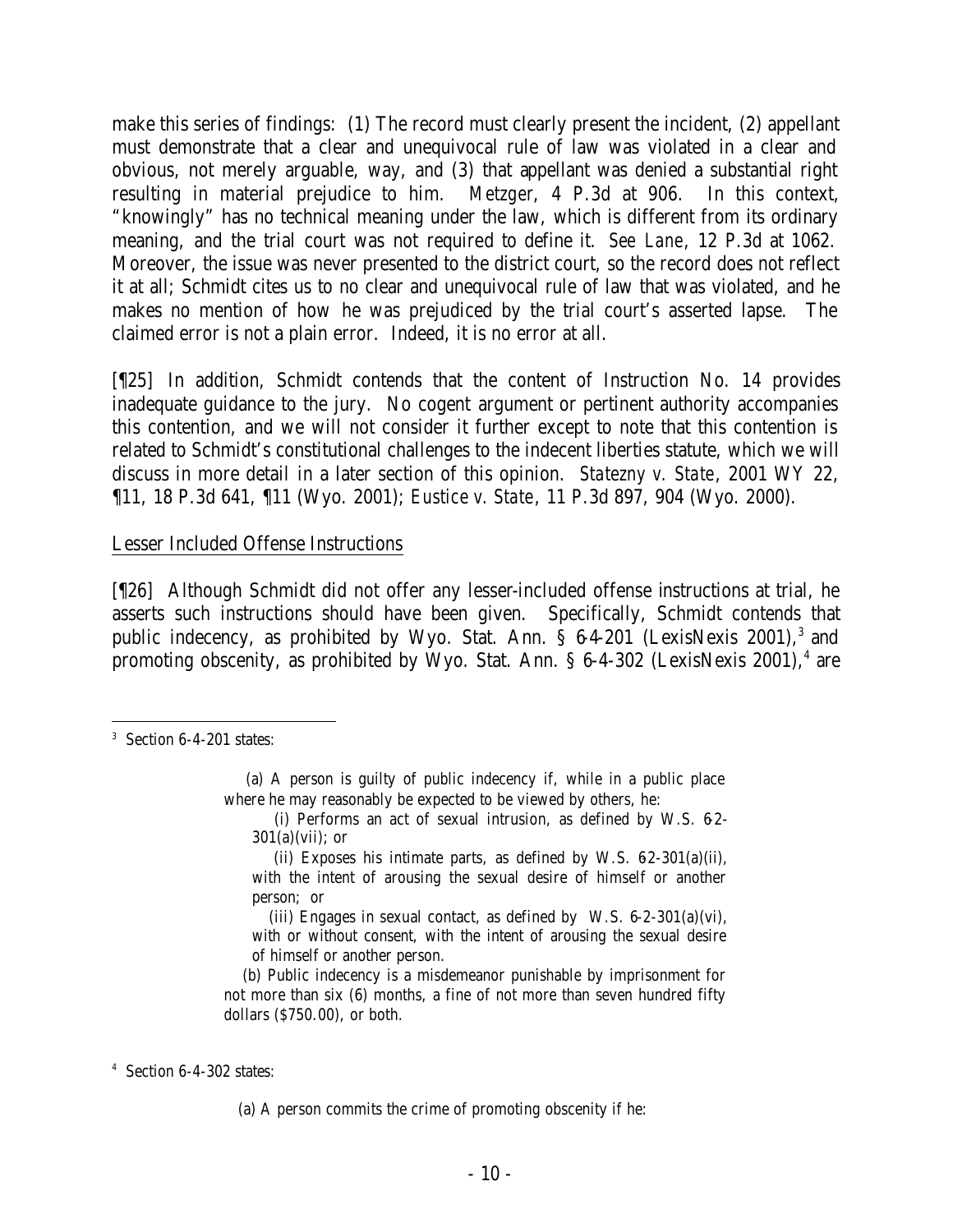make this series of findings: (1) The record must clearly present the incident, (2) appellant must demonstrate that a clear and unequivocal rule of law was violated in a clear and obvious, not merely arguable, way, and (3) that appellant was denied a substantial right resulting in material prejudice to him. *Metzger*, 4 P.3d at 906. In this context, "knowingly" has no technical meaning under the law, which is different from its ordinary meaning, and the trial court was not required to define it. *See Lane*, 12 P.3d at 1062. Moreover, the issue was never presented to the district court, so the record does not reflect it at all; Schmidt cites us to no clear and unequivocal rule of law that was violated, and he makes no mention of how he was prejudiced by the trial court's asserted lapse. The claimed error is not a plain error. Indeed, it is no error at all.

[¶25] In addition, Schmidt contends that the content of Instruction No. 14 provides inadequate guidance to the jury. No cogent argument or pertinent authority accompanies this contention, and we will not consider it further except to note that this contention is related to Schmidt's constitutional challenges to the indecent liberties statute, which we will discuss in more detail in a later section of this opinion. *Statezny v. State*, 2001 WY 22, ¶11, 18 P.3d 641, ¶11 (Wyo. 2001); *Eustice v. State*, 11 P.3d 897, 904 (Wyo. 2000).

Lesser Included Offense Instructions

[¶26] Although Schmidt did not offer any lesser-included offense instructions at trial, he asserts such instructions should have been given. Specifically, Schmidt contends that public indecency, as prohibited by Wyo. Stat. Ann. § 6-4-201 (LexisNexis 2001),[3] and promoting obscenity, as prohibited by Wyo. Stat. Ann. § 6-4-302 (LexisNexis 2001),[4] are

---

[3] Section 6-4-201 states:

> (a) A person is guilty of public indecency if, while in a public place where he may reasonably be expected to be viewed by others, he:
>
> (i) Performs an act of sexual intrusion, as defined by W.S. 6-2-301(a)(vii); or
>
> (ii) Exposes his intimate parts, as defined by W.S. 6-2-301(a)(ii), with the intent of arousing the sexual desire of himself or another person; or
>
> (iii) Engages in sexual contact, as defined by W.S. 6-2-301(a)(vi), with or without consent, with the intent of arousing the sexual desire of himself or another person.
>
> (b) Public indecency is a misdemeanor punishable by imprisonment for not more than six (6) months, a fine of not more than seven hundred fifty dollars ($750.00), or both.

[4] Section 6-4-302 states:

> (a) A person commits the crime of promoting obscenity if he: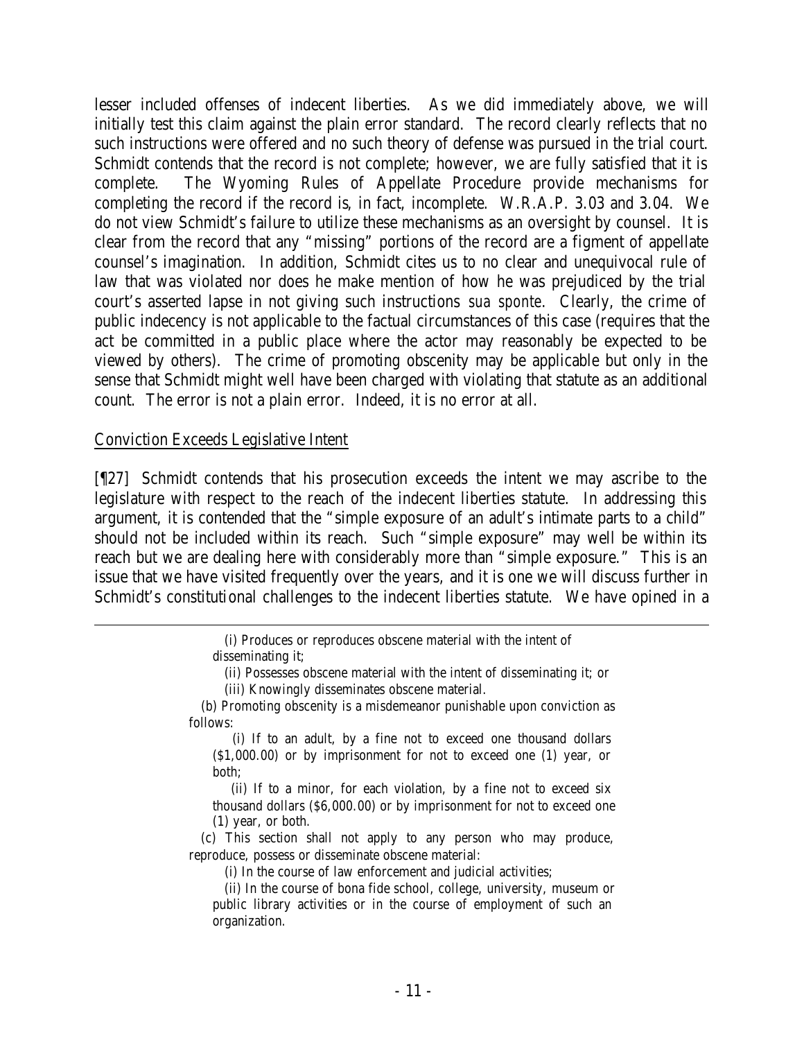lesser included offenses of indecent liberties. As we did immediately above, we will initially test this claim against the plain error standard. The record clearly reflects that no such instructions were offered and no such theory of defense was pursued in the trial court. Schmidt contends that the record is not complete; however, we are fully satisfied that it is complete. The Wyoming Rules of Appellate Procedure provide mechanisms for completing the record if the record is, in fact, incomplete. W.R.A.P. 3.03 and 3.04. We do not view Schmidt's failure to utilize these mechanisms as an oversight by counsel. It is clear from the record that any "missing" portions of the record are a figment of appellate counsel's imagination. In addition, Schmidt cites us to no clear and unequivocal rule of law that was violated nor does he make mention of how he was prejudiced by the trial court's asserted lapse in not giving such instructions *sua sponte*. Clearly, the crime of public indecency is not applicable to the factual circumstances of this case (requires that the act be committed in a public place where the actor may reasonably be expected to be viewed by others). The crime of promoting obscenity may be applicable but only in the sense that Schmidt might well have been charged with violating that statute as an additional count. The error is not a plain error. Indeed, it is no error at all.

Conviction Exceeds Legislative Intent

[¶27] Schmidt contends that his prosecution exceeds the intent we may ascribe to the legislature with respect to the reach of the indecent liberties statute. In addressing this argument, it is contended that the "simple exposure of an adult's intimate parts to a child" should not be included within its reach. Such "simple exposure" may well be within its reach but we are dealing here with considerably more than "simple exposure." This is an issue that we have visited frequently over the years, and it is one we will discuss further in Schmidt's constitutional challenges to the indecent liberties statute. We have opined in a

---

> (i) Produces or reproduces obscene material with the intent of disseminating it;
>
> (ii) Possesses obscene material with the intent of disseminating it; or
>
> (iii) Knowingly disseminates obscene material.
>
> (b) Promoting obscenity is a misdemeanor punishable upon conviction as follows:
>
> (i) If to an adult, by a fine not to exceed one thousand dollars ($1,000.00) or by imprisonment for not to exceed one (1) year, or both;
>
> (ii) If to a minor, for each violation, by a fine not to exceed six thousand dollars ($6,000.00) or by imprisonment for not to exceed one (1) year, or both.
>
> (c) This section shall not apply to any person who may produce, reproduce, possess or disseminate obscene material:
>
> (i) In the course of law enforcement and judicial activities;
>
> (ii) In the course of bona fide school, college, university, museum or public library activities or in the course of employment of such an organization.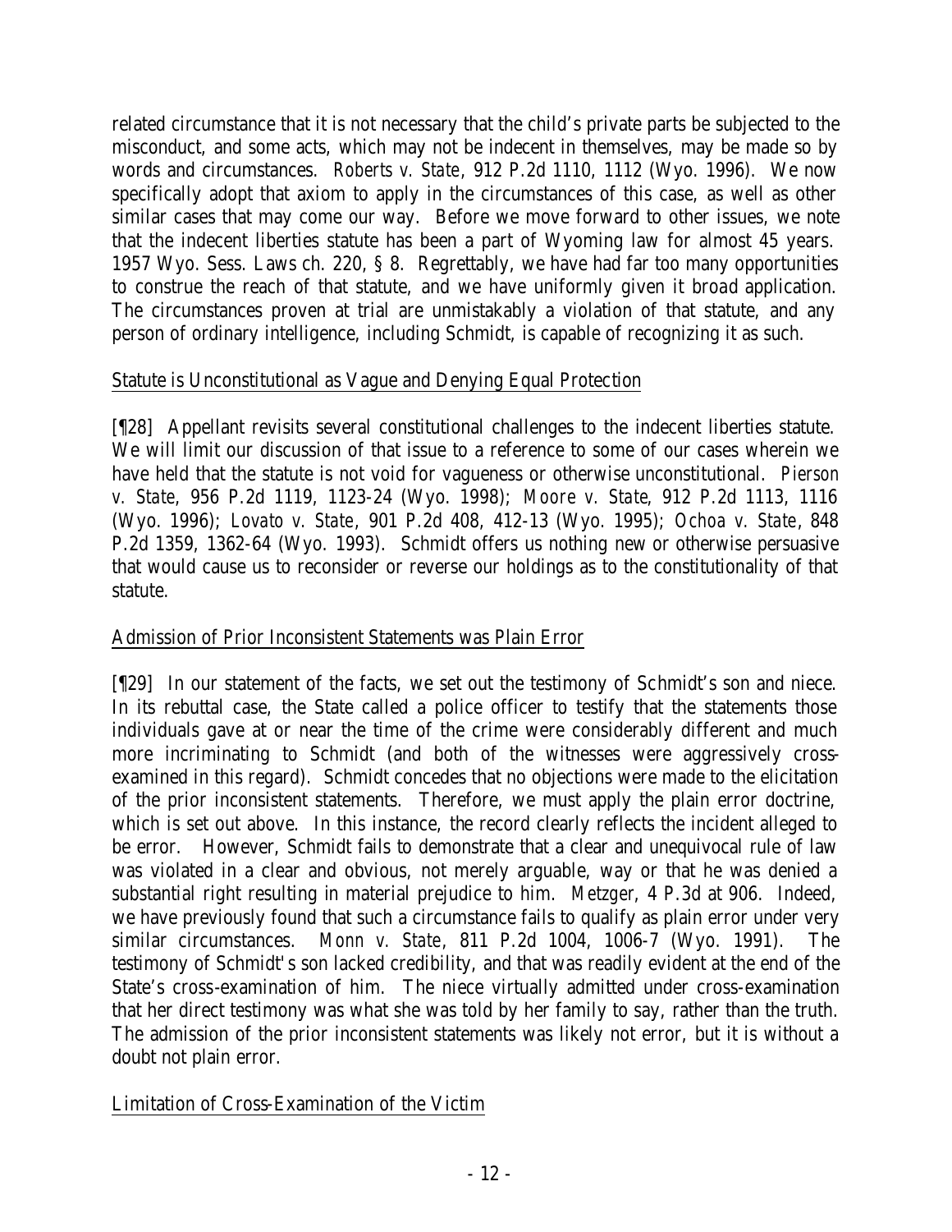related circumstance that it is not necessary that the child's private parts be subjected to the misconduct, and some acts, which may not be indecent in themselves, may be made so by words and circumstances. *Roberts v. State*, 912 P.2d 1110, 1112 (Wyo. 1996). We now specifically adopt that axiom to apply in the circumstances of this case, as well as other similar cases that may come our way. Before we move forward to other issues, we note that the indecent liberties statute has been a part of Wyoming law for almost 45 years. 1957 Wyo. Sess. Laws ch. 220, § 8. Regrettably, we have had far too many opportunities to construe the reach of that statute, and we have uniformly given it broad application. The circumstances proven at trial are unmistakably a violation of that statute, and any person of ordinary intelligence, including Schmidt, is capable of recognizing it as such.

Statute is Unconstitutional as Vague and Denying Equal Protection

[¶28] Appellant revisits several constitutional challenges to the indecent liberties statute. We will limit our discussion of that issue to a reference to some of our cases wherein we have held that the statute is not void for vagueness or otherwise unconstitutional. *Pierson v. State*, 956 P.2d 1119, 1123-24 (Wyo. 1998); *Moore v. State*, 912 P.2d 1113, 1116 (Wyo. 1996); *Lovato v. State*, 901 P.2d 408, 412-13 (Wyo. 1995); *Ochoa v. State*, 848 P.2d 1359, 1362-64 (Wyo. 1993). Schmidt offers us nothing new or otherwise persuasive that would cause us to reconsider or reverse our holdings as to the constitutionality of that statute.

Admission of Prior Inconsistent Statements was Plain Error

[¶29] In our statement of the facts, we set out the testimony of Schmidt's son and niece. In its rebuttal case, the State called a police officer to testify that the statements those individuals gave at or near the time of the crime were considerably different and much more incriminating to Schmidt (and both of the witnesses were aggressively cross-examined in this regard). Schmidt concedes that no objections were made to the elicitation of the prior inconsistent statements. Therefore, we must apply the plain error doctrine, which is set out above. In this instance, the record clearly reflects the incident alleged to be error. However, Schmidt fails to demonstrate that a clear and unequivocal rule of law was violated in a clear and obvious, not merely arguable, way or that he was denied a substantial right resulting in material prejudice to him. *Metzger*, 4 P.3d at 906. Indeed, we have previously found that such a circumstance fails to qualify as plain error under very similar circumstances. *Monn v. State*, 811 P.2d 1004, 1006-7 (Wyo. 1991). The testimony of Schmidt's son lacked credibility, and that was readily evident at the end of the State's cross-examination of him. The niece virtually admitted under cross-examination that her direct testimony was what she was told by her family to say, rather than the truth. The admission of the prior inconsistent statements was likely not error, but it is without a doubt not plain error.

Limitation of Cross-Examination of the Victim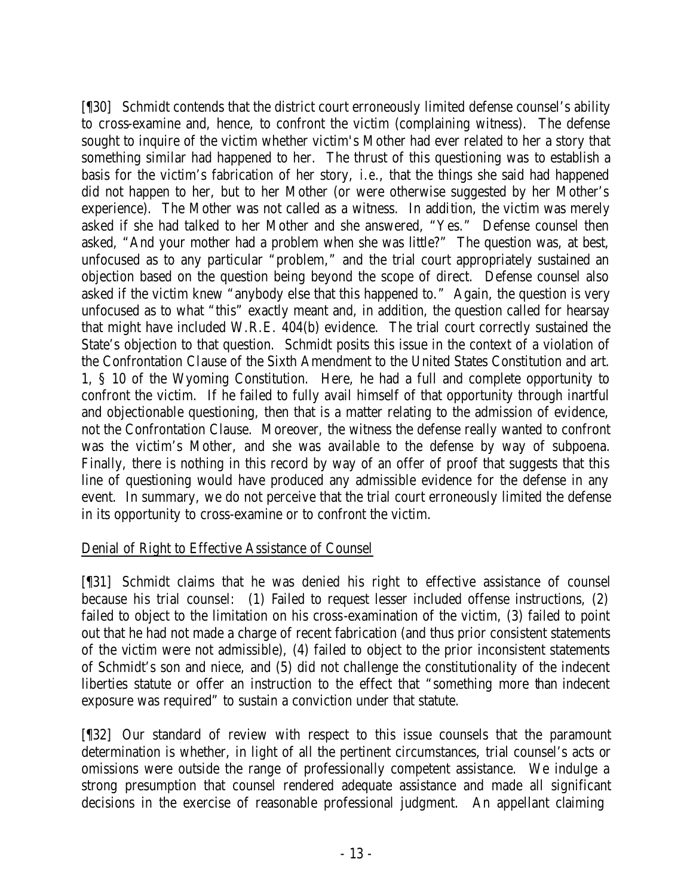[¶30] Schmidt contends that the district court erroneously limited defense counsel's ability to cross-examine and, hence, to confront the victim (complaining witness). The defense sought to inquire of the victim whether victim's Mother had ever related to her a story that something similar had happened to her. The thrust of this questioning was to establish a basis for the victim's fabrication of her story, *i.e.*, that the things she said had happened did not happen to her, but to her Mother (or were otherwise suggested by her Mother's experience). The Mother was not called as a witness. In addition, the victim was merely asked if she had talked to her Mother and she answered, "Yes." Defense counsel then asked, "And your mother had a problem when she was little?" The question was, at best, unfocused as to any particular "problem," and the trial court appropriately sustained an objection based on the question being beyond the scope of direct. Defense counsel also asked if the victim knew "anybody else that this happened to." Again, the question is very unfocused as to what "this" exactly meant and, in addition, the question called for hearsay that might have included W.R.E. 404(b) evidence. The trial court correctly sustained the State's objection to that question. Schmidt posits this issue in the context of a violation of the Confrontation Clause of the Sixth Amendment to the United States Constitution and art. 1, § 10 of the Wyoming Constitution. Here, he had a full and complete opportunity to confront the victim. If he failed to fully avail himself of that opportunity through inartful and objectionable questioning, then that is a matter relating to the admission of evidence, not the Confrontation Clause. Moreover, the witness the defense really wanted to confront was the victim's Mother, and she was available to the defense by way of subpoena. Finally, there is nothing in this record by way of an offer of proof that suggests that this line of questioning would have produced any admissible evidence for the defense in any event. In summary, we do not perceive that the trial court erroneously limited the defense in its opportunity to cross-examine or to confront the victim.

Denial of Right to Effective Assistance of Counsel

[¶31] Schmidt claims that he was denied his right to effective assistance of counsel because his trial counsel: (1) Failed to request lesser included offense instructions, (2) failed to object to the limitation on his cross-examination of the victim, (3) failed to point out that he had not made a charge of recent fabrication (and thus prior consistent statements of the victim were not admissible), (4) failed to object to the prior inconsistent statements of Schmidt's son and niece, and (5) did not challenge the constitutionality of the indecent liberties statute or offer an instruction to the effect that "something more than indecent exposure was required" to sustain a conviction under that statute.

[¶32] Our standard of review with respect to this issue counsels that the paramount determination is whether, in light of all the pertinent circumstances, trial counsel's acts or omissions were outside the range of professionally competent assistance. We indulge a strong presumption that counsel rendered adequate assistance and made all significant decisions in the exercise of reasonable professional judgment. An appellant claiming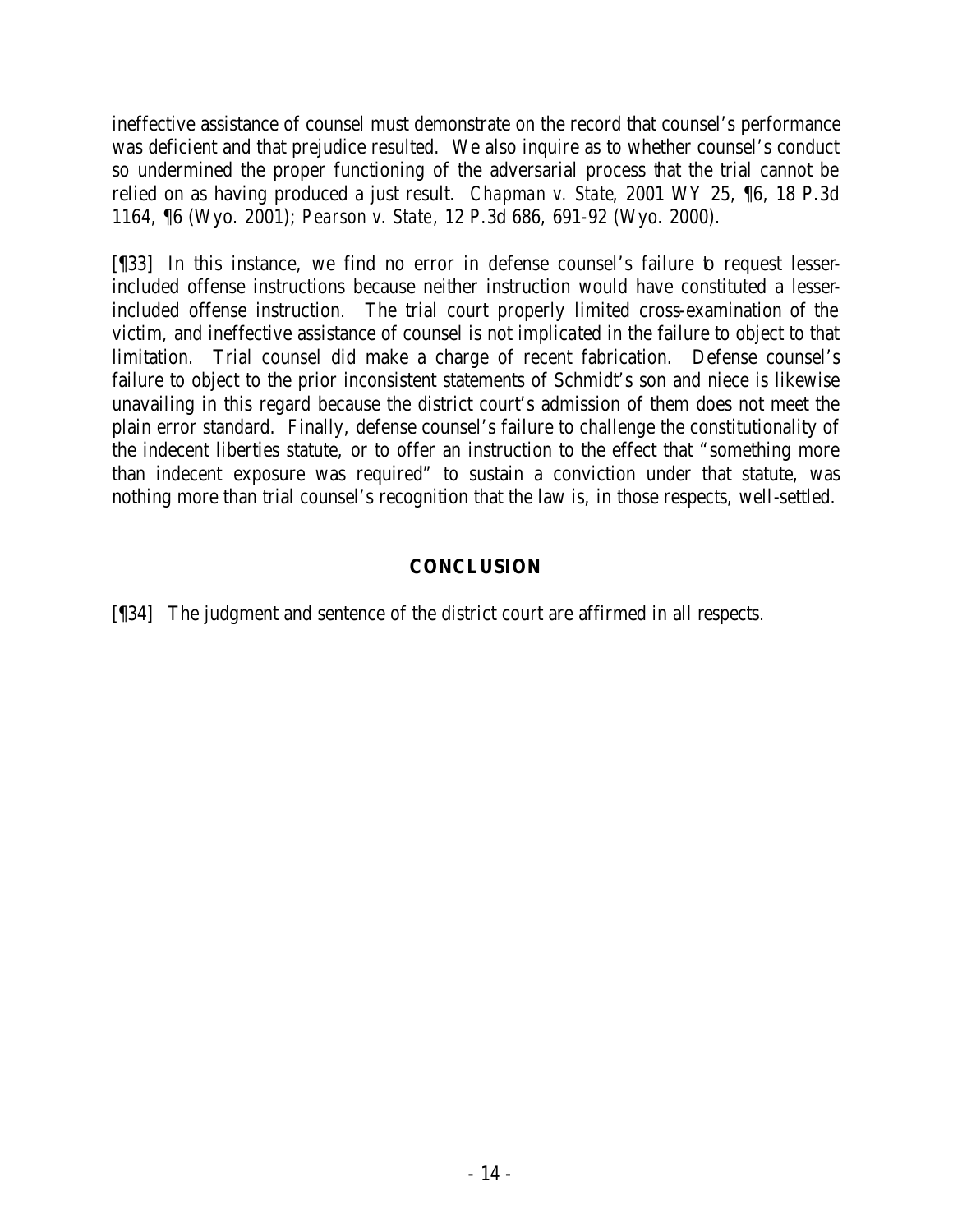ineffective assistance of counsel must demonstrate on the record that counsel's performance was deficient and that prejudice resulted. We also inquire as to whether counsel's conduct so undermined the proper functioning of the adversarial process that the trial cannot be relied on as having produced a just result. *Chapman v. State*, 2001 WY 25, ¶6, 18 P.3d 1164, ¶6 (Wyo. 2001); *Pearson v. State*, 12 P.3d 686, 691-92 (Wyo. 2000).

[¶33] In this instance, we find no error in defense counsel's failure to request lesser-included offense instructions because neither instruction would have constituted a lesser-included offense instruction. The trial court properly limited cross-examination of the victim, and ineffective assistance of counsel is not implicated in the failure to object to that limitation. Trial counsel did make a charge of recent fabrication. Defense counsel's failure to object to the prior inconsistent statements of Schmidt's son and niece is likewise unavailing in this regard because the district court's admission of them does not meet the plain error standard. Finally, defense counsel's failure to challenge the constitutionality of the indecent liberties statute, or to offer an instruction to the effect that "something more than indecent exposure was required" to sustain a conviction under that statute, was nothing more than trial counsel's recognition that the law is, in those respects, well-settled.

## CONCLUSION

[¶34] The judgment and sentence of the district court are affirmed in all respects.